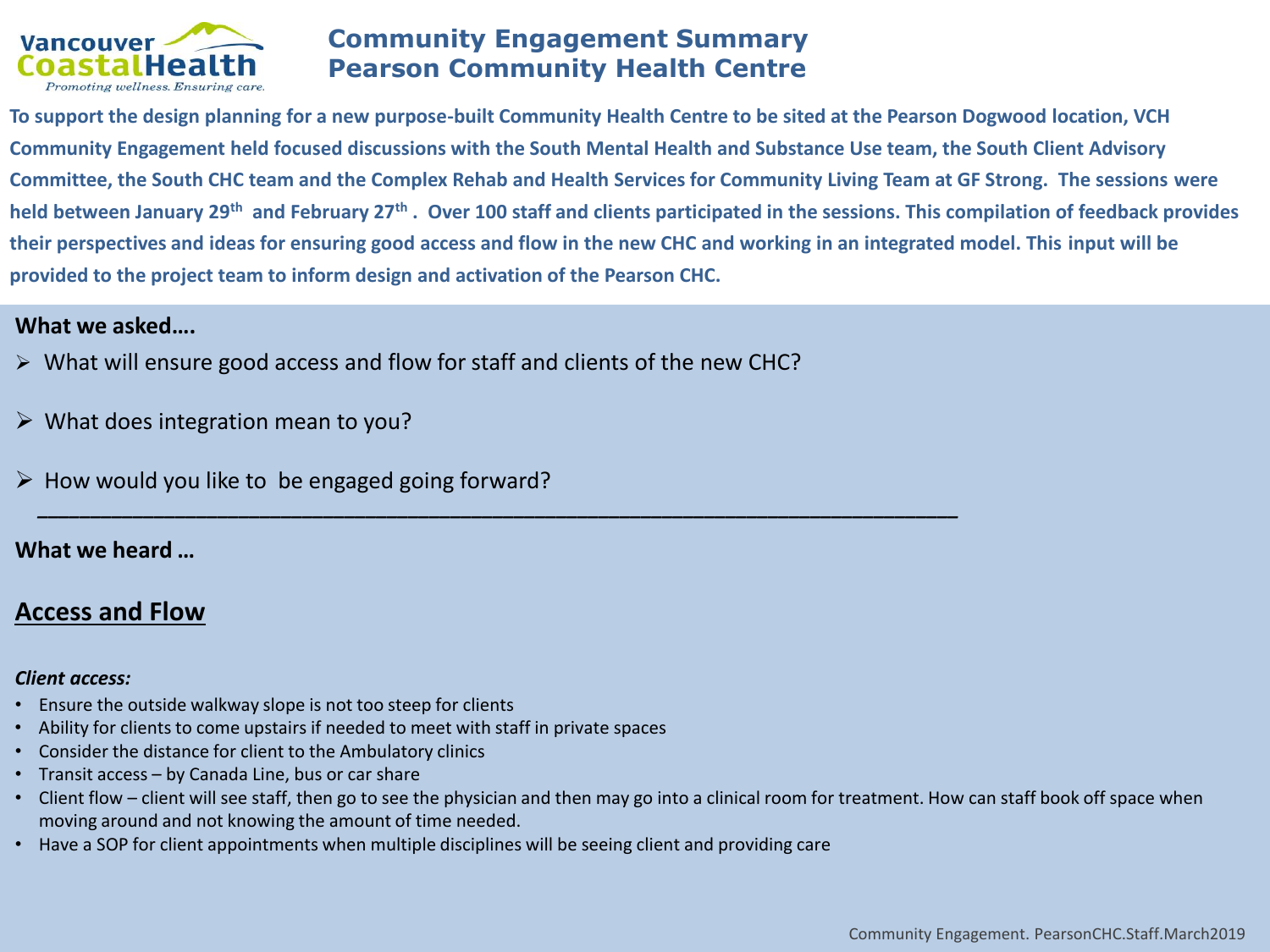# Community Engagement Summary
# Pearson Community Health Centre

**To support the design planning for a new purpose-built Community Health Centre to be sited at the Pearson Dogwood location, VCH Community Engagement held focused discussions with the South Mental Health and Substance Use team, the South Client Advisory Committee, the South CHC team and the Complex Rehab and Health Services for Community Living Team at GF Strong. The sessions were held between January 29th and February 27th. Over 100 staff and clients participated in the sessions. This compilation of feedback provides their perspectives and ideas for ensuring good access and flow in the new CHC and working in an integrated model. This input will be provided to the project team to inform design and activation of the Pearson CHC.**

**What we asked….**

- What will ensure good access and flow for staff and clients of the new CHC?
- What does integration mean to you?
- How would you like to be engaged going forward?

---

**What we heard …**

## Access and Flow

***Client access:***

- Ensure the outside walkway slope is not too steep for clients
- Ability for clients to come upstairs if needed to meet with staff in private spaces
- Consider the distance for client to the Ambulatory clinics
- Transit access – by Canada Line, bus or car share
- Client flow – client will see staff, then go to see the physician and then may go into a clinical room for treatment. How can staff book off space when moving around and not knowing the amount of time needed.
- Have a SOP for client appointments when multiple disciplines will be seeing client and providing care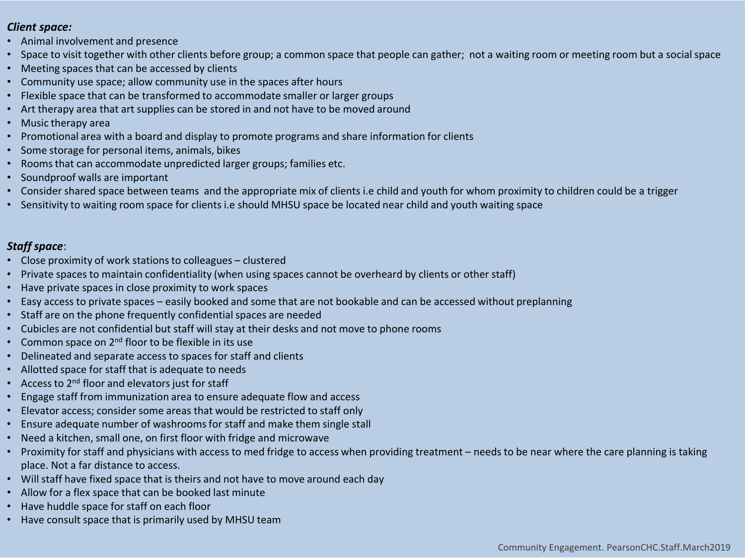***Client space:***

- Animal involvement and presence
- Space to visit together with other clients before group; a common space that people can gather;  not a waiting room or meeting room but a social space
- Meeting spaces that can be accessed by clients
- Community use space; allow community use in the spaces after hours
- Flexible space that can be transformed to accommodate smaller or larger groups
- Art therapy area that art supplies can be stored in and not have to be moved around
- Music therapy area
- Promotional area with a board and display to promote programs and share information for clients
- Some storage for personal items, animals, bikes
- Rooms that can accommodate unpredicted larger groups; families etc.
- Soundproof walls are important
- Consider shared space between teams  and the appropriate mix of clients i.e child and youth for whom proximity to children could be a trigger
- Sensitivity to waiting room space for clients i.e should MHSU space be located near child and youth waiting space

***Staff space***:

- Close proximity of work stations to colleagues – clustered
- Private spaces to maintain confidentiality (when using spaces cannot be overheard by clients or other staff)
- Have private spaces in close proximity to work spaces
- Easy access to private spaces – easily booked and some that are not bookable and can be accessed without preplanning
- Staff are on the phone frequently confidential spaces are needed
- Cubicles are not confidential but staff will stay at their desks and not move to phone rooms
- Common space on 2nd floor to be flexible in its use
- Delineated and separate access to spaces for staff and clients
- Allotted space for staff that is adequate to needs
- Access to 2nd floor and elevators just for staff
- Engage staff from immunization area to ensure adequate flow and access
- Elevator access; consider some areas that would be restricted to staff only
- Ensure adequate number of washrooms for staff and make them single stall
- Need a kitchen, small one, on first floor with fridge and microwave
- Proximity for staff and physicians with access to med fridge to access when providing treatment – needs to be near where the care planning is taking place. Not a far distance to access.
- Will staff have fixed space that is theirs and not have to move around each day
- Allow for a flex space that can be booked last minute
- Have huddle space for staff on each floor
- Have consult space that is primarily used by MHSU team

Community Engagement. PearsonCHC.Staff.March2019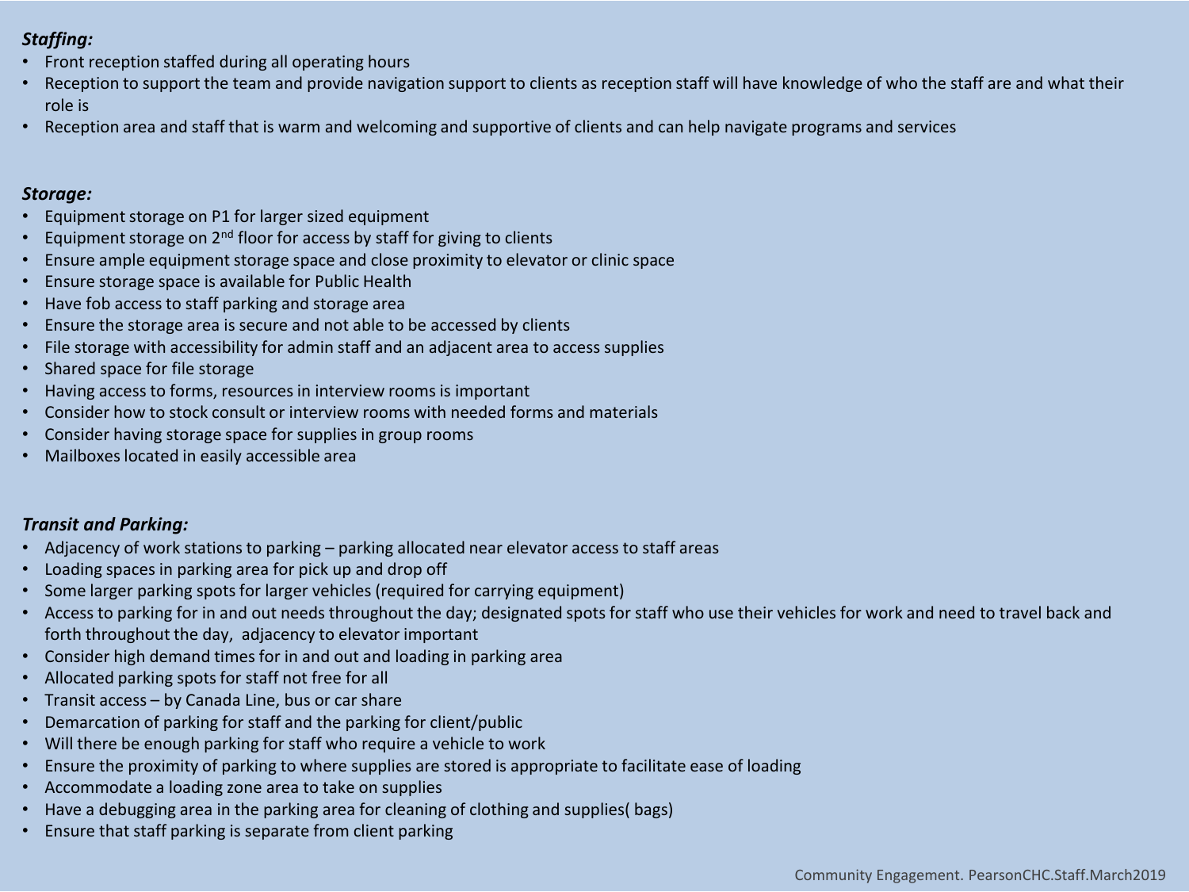***Staffing:***

- Front reception staffed during all operating hours
- Reception to support the team and provide navigation support to clients as reception staff will have knowledge of who the staff are and what their role is
- Reception area and staff that is warm and welcoming and supportive of clients and can help navigate programs and services

***Storage:***

- Equipment storage on P1 for larger sized equipment
- Equipment storage on 2nd floor for access by staff for giving to clients
- Ensure ample equipment storage space and close proximity to elevator or clinic space
- Ensure storage space is available for Public Health
- Have fob access to staff parking and storage area
- Ensure the storage area is secure and not able to be accessed by clients
- File storage with accessibility for admin staff and an adjacent area to access supplies
- Shared space for file storage
- Having access to forms, resources in interview rooms is important
- Consider how to stock consult or interview rooms with needed forms and materials
- Consider having storage space for supplies in group rooms
- Mailboxes located in easily accessible area

***Transit and Parking:***

- Adjacency of work stations to parking – parking allocated near elevator access to staff areas
- Loading spaces in parking area for pick up and drop off
- Some larger parking spots for larger vehicles (required for carrying equipment)
- Access to parking for in and out needs throughout the day; designated spots for staff who use their vehicles for work and need to travel back and forth throughout the day, adjacency to elevator important
- Consider high demand times for in and out and loading in parking area
- Allocated parking spots for staff not free for all
- Transit access – by Canada Line, bus or car share
- Demarcation of parking for staff and the parking for client/public
- Will there be enough parking for staff who require a vehicle to work
- Ensure the proximity of parking to where supplies are stored is appropriate to facilitate ease of loading
- Accommodate a loading zone area to take on supplies
- Have a debugging area in the parking area for cleaning of clothing and supplies( bags)
- Ensure that staff parking is separate from client parking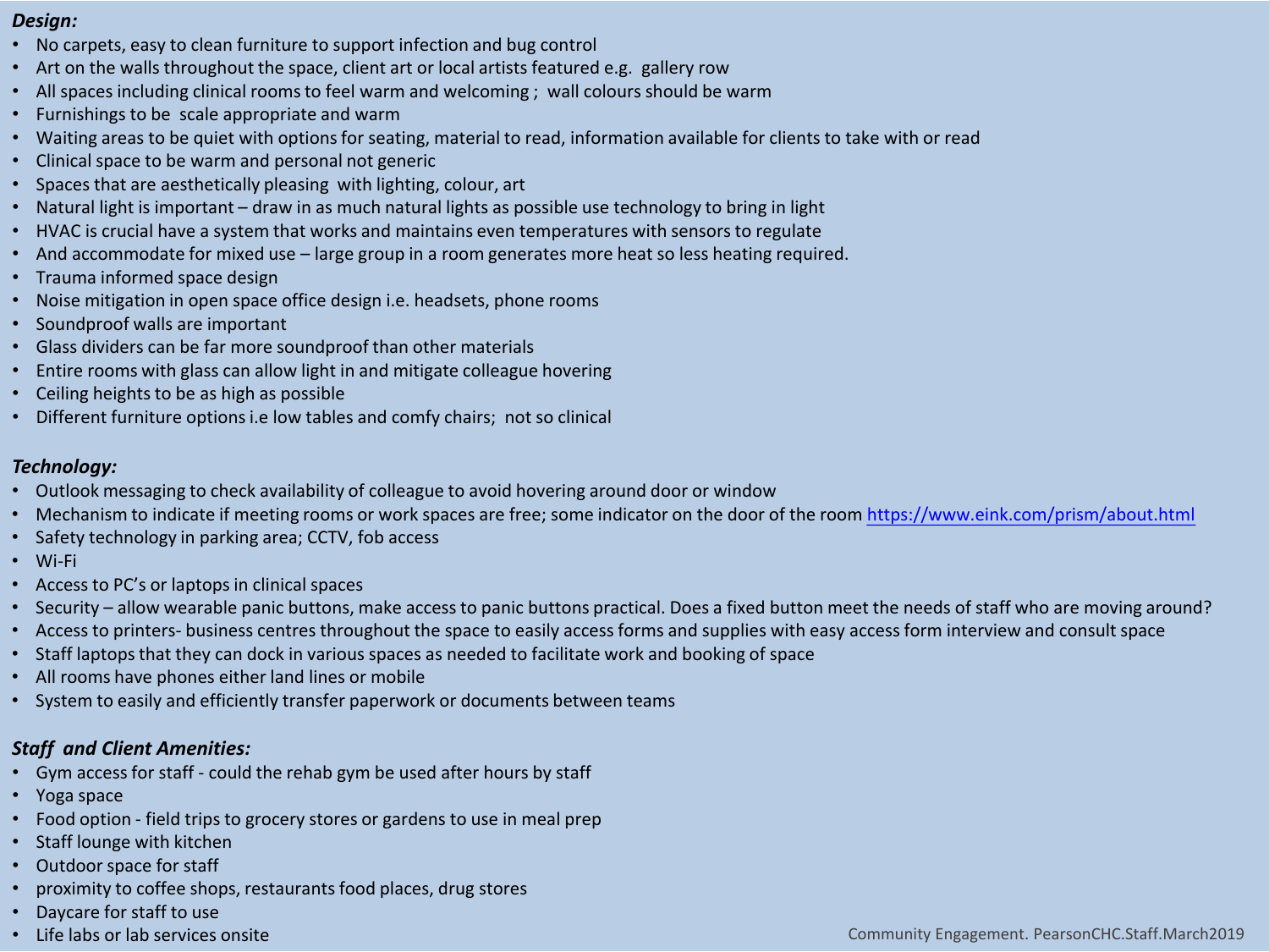***Design:***

- No carpets, easy to clean furniture to support infection and bug control
- Art on the walls throughout the space, client art or local artists featured e.g. gallery row
- All spaces including clinical rooms to feel warm and welcoming ; wall colours should be warm
- Furnishings to be scale appropriate and warm
- Waiting areas to be quiet with options for seating, material to read, information available for clients to take with or read
- Clinical space to be warm and personal not generic
- Spaces that are aesthetically pleasing with lighting, colour, art
- Natural light is important – draw in as much natural lights as possible use technology to bring in light
- HVAC is crucial have a system that works and maintains even temperatures with sensors to regulate
- And accommodate for mixed use – large group in a room generates more heat so less heating required.
- Trauma informed space design
- Noise mitigation in open space office design i.e. headsets, phone rooms
- Soundproof walls are important
- Glass dividers can be far more soundproof than other materials
- Entire rooms with glass can allow light in and mitigate colleague hovering
- Ceiling heights to be as high as possible
- Different furniture options i.e low tables and comfy chairs; not so clinical

***Technology:***

- Outlook messaging to check availability of colleague to avoid hovering around door or window
- Mechanism to indicate if meeting rooms or work spaces are free; some indicator on the door of the room https://www.eink.com/prism/about.html
- Safety technology in parking area; CCTV, fob access
- Wi-Fi
- Access to PC's or laptops in clinical spaces
- Security – allow wearable panic buttons, make access to panic buttons practical. Does a fixed button meet the needs of staff who are moving around?
- Access to printers- business centres throughout the space to easily access forms and supplies with easy access form interview and consult space
- Staff laptops that they can dock in various spaces as needed to facilitate work and booking of space
- All rooms have phones either land lines or mobile
- System to easily and efficiently transfer paperwork or documents between teams

***Staff and Client Amenities:***

- Gym access for staff - could the rehab gym be used after hours by staff
- Yoga space
- Food option - field trips to grocery stores or gardens to use in meal prep
- Staff lounge with kitchen
- Outdoor space for staff
- proximity to coffee shops, restaurants food places, drug stores
- Daycare for staff to use
- Life labs or lab services onsite

Community Engagement. PearsonCHC.Staff.March2019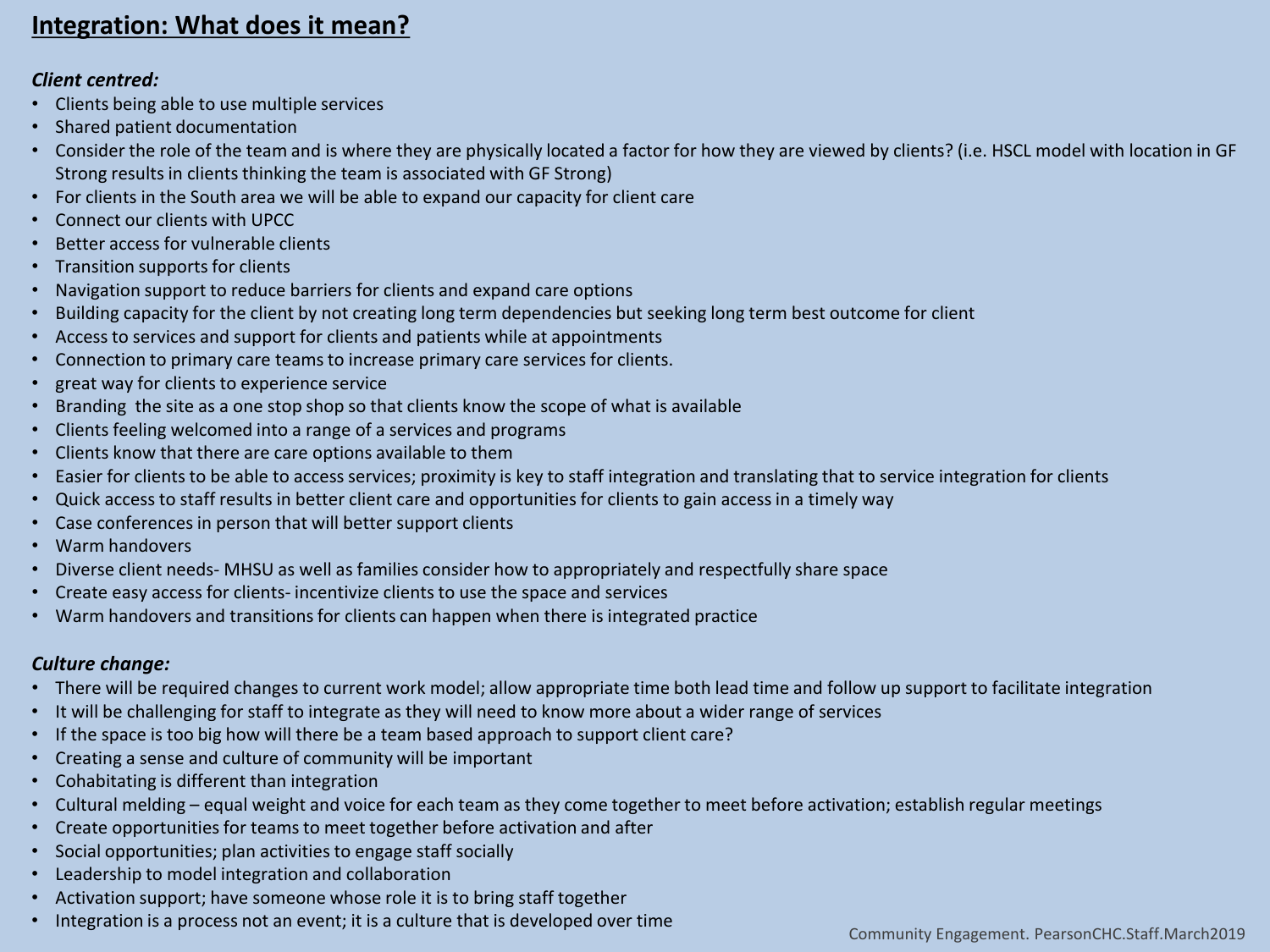## Integration: What does it mean?

***Client centred:***

- Clients being able to use multiple services
- Shared patient documentation
- Consider the role of the team and is where they are physically located a factor for how they are viewed by clients? (i.e. HSCL model with location in GF Strong results in clients thinking the team is associated with GF Strong)
- For clients in the South area we will be able to expand our capacity for client care
- Connect our clients with UPCC
- Better access for vulnerable clients
- Transition supports for clients
- Navigation support to reduce barriers for clients and expand care options
- Building capacity for the client by not creating long term dependencies but seeking long term best outcome for client
- Access to services and support for clients and patients while at appointments
- Connection to primary care teams to increase primary care services for clients.
- great way for clients to experience service
- Branding the site as a one stop shop so that clients know the scope of what is available
- Clients feeling welcomed into a range of a services and programs
- Clients know that there are care options available to them
- Easier for clients to be able to access services; proximity is key to staff integration and translating that to service integration for clients
- Quick access to staff results in better client care and opportunities for clients to gain access in a timely way
- Case conferences in person that will better support clients
- Warm handovers
- Diverse client needs- MHSU as well as families consider how to appropriately and respectfully share space
- Create easy access for clients- incentivize clients to use the space and services
- Warm handovers and transitions for clients can happen when there is integrated practice

***Culture change:***

- There will be required changes to current work model; allow appropriate time both lead time and follow up support to facilitate integration
- It will be challenging for staff to integrate as they will need to know more about a wider range of services
- If the space is too big how will there be a team based approach to support client care?
- Creating a sense and culture of community will be important
- Cohabitating is different than integration
- Cultural melding – equal weight and voice for each team as they come together to meet before activation; establish regular meetings
- Create opportunities for teams to meet together before activation and after
- Social opportunities; plan activities to engage staff socially
- Leadership to model integration and collaboration
- Activation support; have someone whose role it is to bring staff together
- Integration is a process not an event; it is a culture that is developed over time

Community Engagement. PearsonCHC.Staff.March2019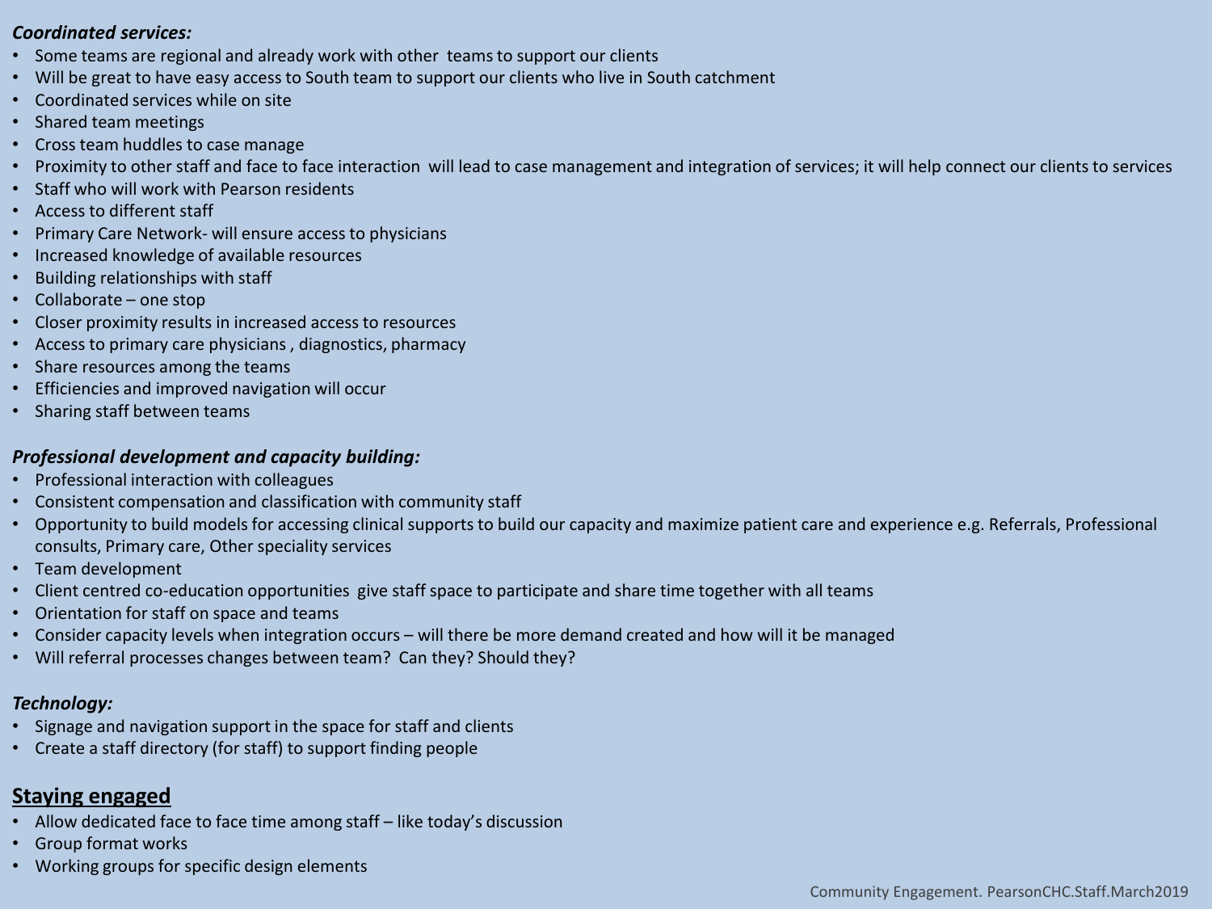***Coordinated services:***

- Some teams are regional and already work with other  teams to support our clients
- Will be great to have easy access to South team to support our clients who live in South catchment
- Coordinated services while on site
- Shared team meetings
- Cross team huddles to case manage
- Proximity to other staff and face to face interaction  will lead to case management and integration of services; it will help connect our clients to services
- Staff who will work with Pearson residents
- Access to different staff
- Primary Care Network- will ensure access to physicians
- Increased knowledge of available resources
- Building relationships with staff
- Collaborate – one stop
- Closer proximity results in increased access to resources
- Access to primary care physicians , diagnostics, pharmacy
- Share resources among the teams
- Efficiencies and improved navigation will occur
- Sharing staff between teams

***Professional development and capacity building:***

- Professional interaction with colleagues
- Consistent compensation and classification with community staff
- Opportunity to build models for accessing clinical supports to build our capacity and maximize patient care and experience e.g. Referrals, Professional consults, Primary care, Other speciality services
- Team development
- Client centred co-education opportunities  give staff space to participate and share time together with all teams
- Orientation for staff on space and teams
- Consider capacity levels when integration occurs – will there be more demand created and how will it be managed
- Will referral processes changes between team?  Can they? Should they?

***Technology:***

- Signage and navigation support in the space for staff and clients
- Create a staff directory (for staff) to support finding people

## Staying engaged

- Allow dedicated face to face time among staff – like today's discussion
- Group format works
- Working groups for specific design elements

Community Engagement. PearsonCHC.Staff.March2019